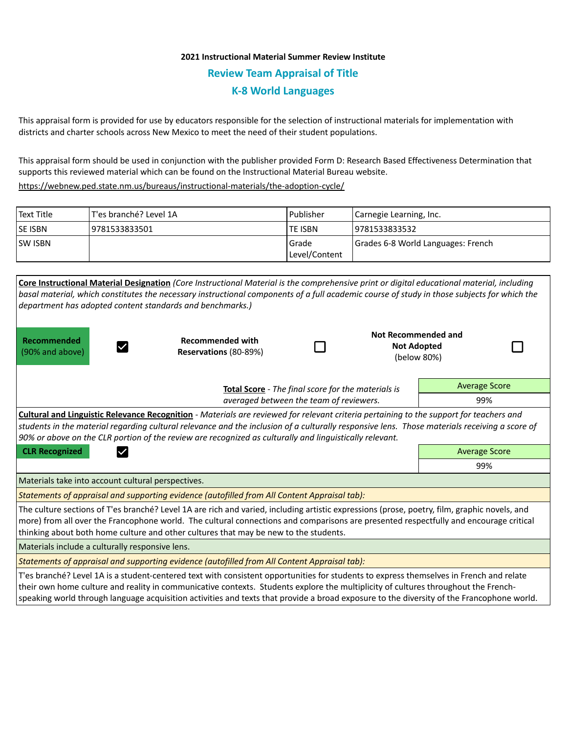**2021 Instructional Material Summer Review Institute**

## Review Team Appraisal of Title

## K-8 World Languages

This appraisal form is provided for use by educators responsible for the selection of instructional materials for implementation with districts and charter schools across New Mexico to meet the need of their student populations.

This appraisal form should be used in conjunction with the publisher provided Form D: Research Based Effectiveness Determination that supports this reviewed material which can be found on the Instructional Material Bureau website.

https://webnew.ped.state.nm.us/bureaus/instructional-materials/the-adoption-cycle/

| Text Title | T'es branché? Level 1A | Publisher | Carnegie Learning, Inc. |
|---|---|---|---|
| SE ISBN | 9781533833501 | TE ISBN | 9781533833532 |
| SW ISBN | | Grade Level/Content | Grades 6-8 World Languages: French |

**Core Instructional Material Designation** *(Core Instructional Material is the comprehensive print or digital educational material, including basal material, which constitutes the necessary instructional components of a full academic course of study in those subjects for which the department has adopted content standards and benchmarks.)*

| Recommended (90% and above) | ☑ | Recommended with Reservations (80-89%) | ☐ | Not Recommended and Not Adopted (below 80%) | ☐ |
|---|---|---|---|---|---|

**Total Score** - *The final score for the materials is averaged between the team of reviewers.*

| Average Score |
|---|
| 99% |

**Cultural and Linguistic Relevance Recognition** - *Materials are reviewed for relevant criteria pertaining to the support for teachers and students in the material regarding cultural relevance and the inclusion of a culturally responsive lens. Those materials receiving a score of 90% or above on the CLR portion of the review are recognized as culturally and linguistically relevant.*

**CLR Recognized** ☑

| Average Score |
|---|
| 99% |

Materials take into account cultural perspectives.

*Statements of appraisal and supporting evidence (autofilled from All Content Appraisal tab):*

The culture sections of T'es branché? Level 1A are rich and varied, including artistic expressions (prose, poetry, film, graphic novels, and more) from all over the Francophone world. The cultural connections and comparisons are presented respectfully and encourage critical thinking about both home culture and other cultures that may be new to the students.

Materials include a culturally responsive lens.

*Statements of appraisal and supporting evidence (autofilled from All Content Appraisal tab):*

T'es branché? Level 1A is a student-centered text with consistent opportunities for students to express themselves in French and relate their own home culture and reality in communicative contexts. Students explore the multiplicity of cultures throughout the French-speaking world through language acquisition activities and texts that provide a broad exposure to the diversity of the Francophone world.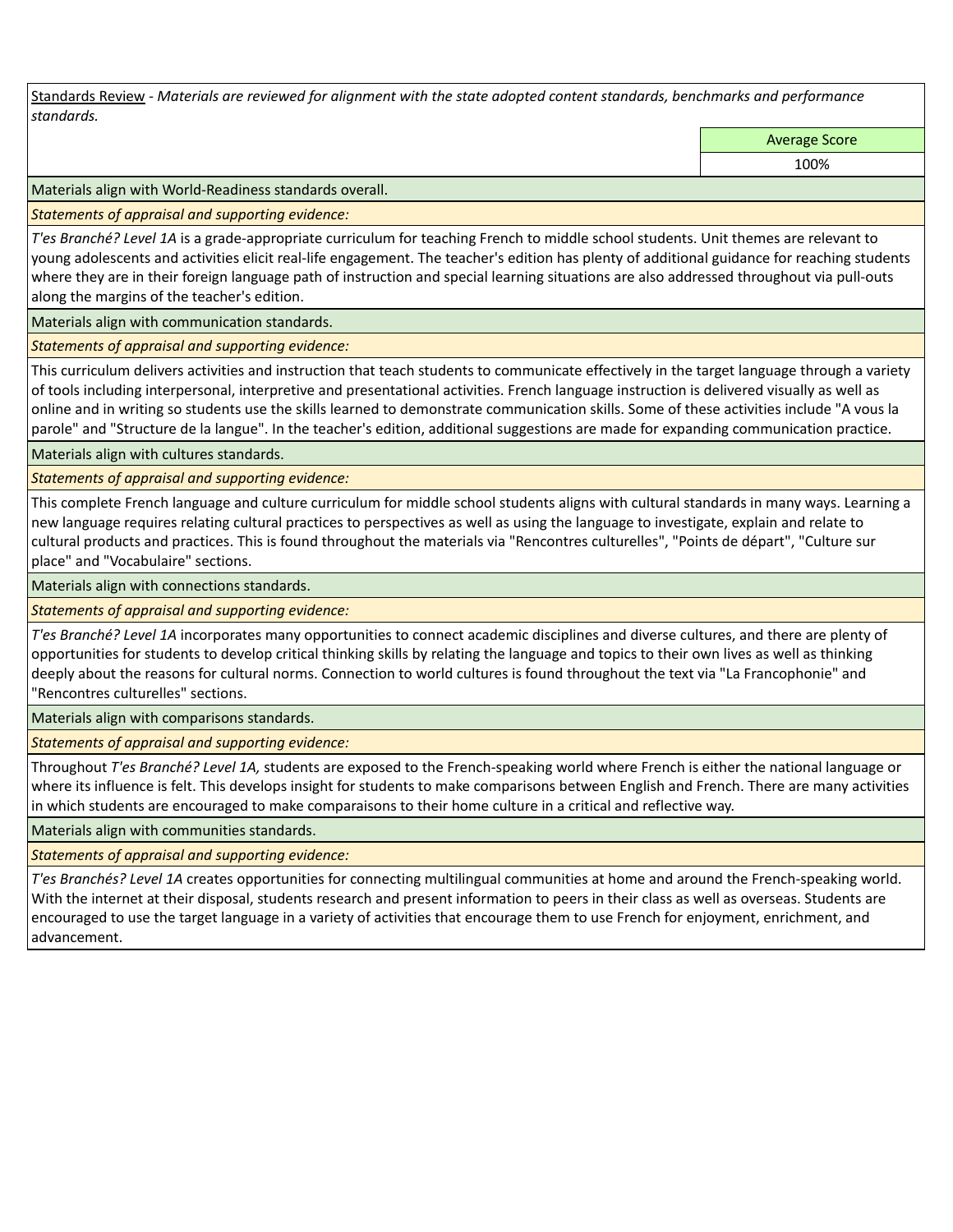<u>Standards Review</u> - *Materials are reviewed for alignment with the state adopted content standards, benchmarks and performance standards.*

| | Average Score |
|---|---|
| | 100% |

Materials align with World-Readiness standards overall.

*Statements of appraisal and supporting evidence:*

*T'es Branché? Level 1A* is a grade-appropriate curriculum for teaching French to middle school students. Unit themes are relevant to young adolescents and activities elicit real-life engagement. The teacher's edition has plenty of additional guidance for reaching students where they are in their foreign language path of instruction and special learning situations are also addressed throughout via pull-outs along the margins of the teacher's edition.

Materials align with communication standards.

*Statements of appraisal and supporting evidence:*

This curriculum delivers activities and instruction that teach students to communicate effectively in the target language through a variety of tools including interpersonal, interpretive and presentational activities. French language instruction is delivered visually as well as online and in writing so students use the skills learned to demonstrate communication skills. Some of these activities include "A vous la parole" and "Structure de la langue". In the teacher's edition, additional suggestions are made for expanding communication practice.

Materials align with cultures standards.

*Statements of appraisal and supporting evidence:*

This complete French language and culture curriculum for middle school students aligns with cultural standards in many ways. Learning a new language requires relating cultural practices to perspectives as well as using the language to investigate, explain and relate to cultural products and practices. This is found throughout the materials via "Rencontres culturelles", "Points de départ", "Culture sur place" and "Vocabulaire" sections.

Materials align with connections standards.

*Statements of appraisal and supporting evidence:*

*T'es Branché? Level 1A* incorporates many opportunities to connect academic disciplines and diverse cultures, and there are plenty of opportunities for students to develop critical thinking skills by relating the language and topics to their own lives as well as thinking deeply about the reasons for cultural norms. Connection to world cultures is found throughout the text via "La Francophonie" and "Rencontres culturelles" sections.

Materials align with comparisons standards.

*Statements of appraisal and supporting evidence:*

Throughout *T'es Branché? Level 1A,* students are exposed to the French-speaking world where French is either the national language or where its influence is felt. This develops insight for students to make comparisons between English and French. There are many activities in which students are encouraged to make comparaisons to their home culture in a critical and reflective way.

Materials align with communities standards.

*Statements of appraisal and supporting evidence:*

*T'es Branchés? Level 1A* creates opportunities for connecting multilingual communities at home and around the French-speaking world. With the internet at their disposal, students research and present information to peers in their class as well as overseas. Students are encouraged to use the target language in a variety of activities that encourage them to use French for enjoyment, enrichment, and advancement.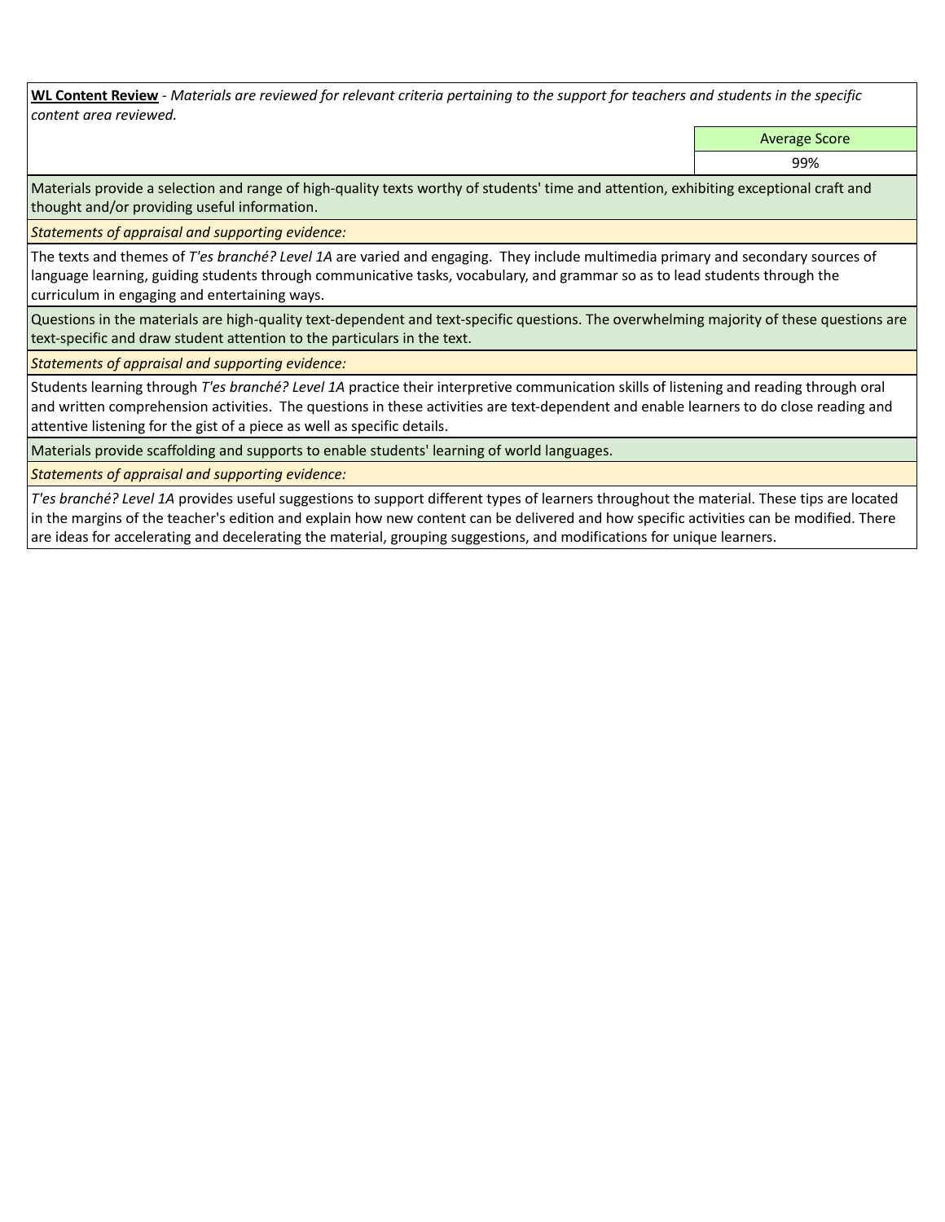**WL Content Review** - *Materials are reviewed for relevant criteria pertaining to the support for teachers and students in the specific content area reviewed.*

| Average Score |
| --- |
| 99% |

Materials provide a selection and range of high-quality texts worthy of students' time and attention, exhibiting exceptional craft and thought and/or providing useful information.

*Statements of appraisal and supporting evidence:*

The texts and themes of *T'es branché? Level 1A* are varied and engaging. They include multimedia primary and secondary sources of language learning, guiding students through communicative tasks, vocabulary, and grammar so as to lead students through the curriculum in engaging and entertaining ways.

Questions in the materials are high-quality text-dependent and text-specific questions. The overwhelming majority of these questions are text-specific and draw student attention to the particulars in the text.

*Statements of appraisal and supporting evidence:*

Students learning through *T'es branché? Level 1A* practice their interpretive communication skills of listening and reading through oral and written comprehension activities. The questions in these activities are text-dependent and enable learners to do close reading and attentive listening for the gist of a piece as well as specific details.

Materials provide scaffolding and supports to enable students' learning of world languages.

*Statements of appraisal and supporting evidence:*

*T'es branché? Level 1A* provides useful suggestions to support different types of learners throughout the material. These tips are located in the margins of the teacher's edition and explain how new content can be delivered and how specific activities can be modified. There are ideas for accelerating and decelerating the material, grouping suggestions, and modifications for unique learners.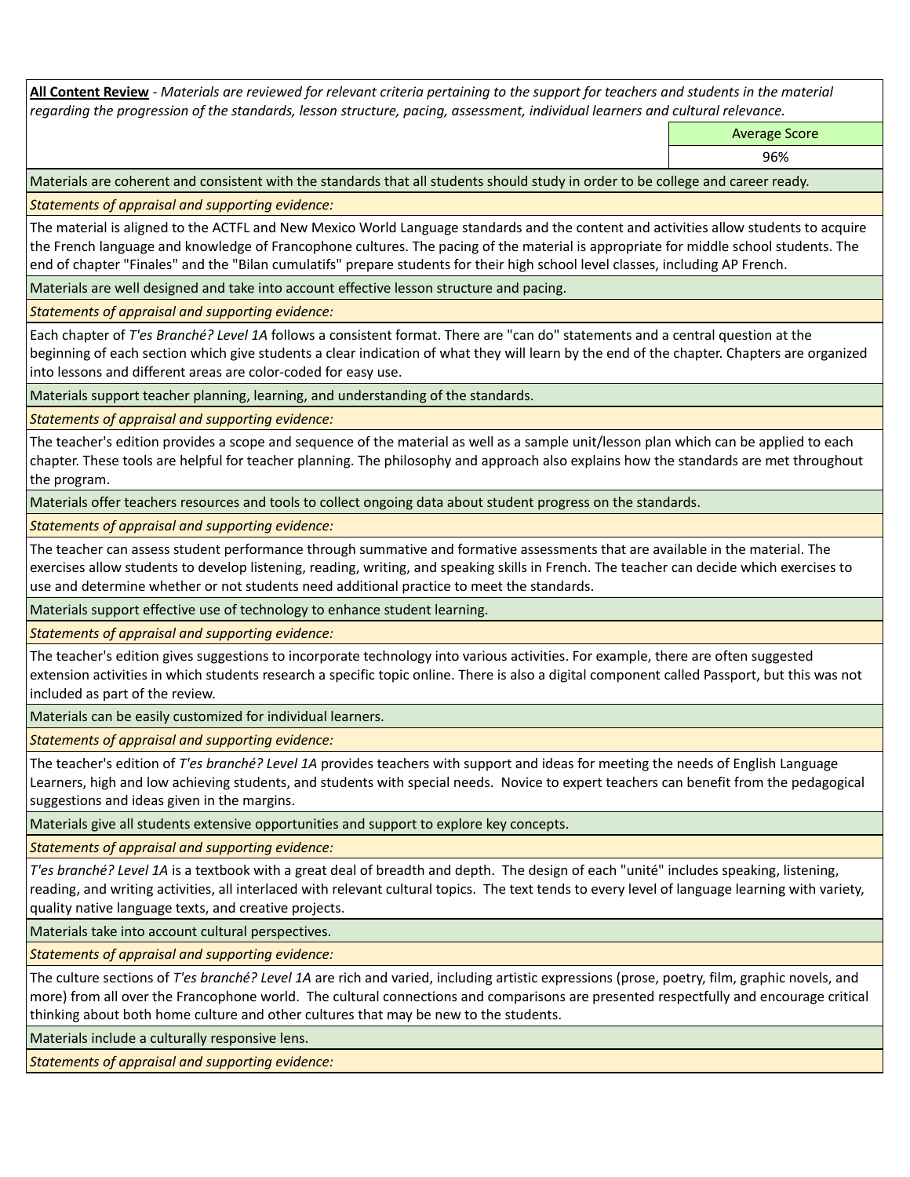**All Content Review** - *Materials are reviewed for relevant criteria pertaining to the support for teachers and students in the material regarding the progression of the standards, lesson structure, pacing, assessment, individual learners and cultural relevance.*

| | Average Score |
|---|---|
| | 96% |

Materials are coherent and consistent with the standards that all students should study in order to be college and career ready.

*Statements of appraisal and supporting evidence:*

The material is aligned to the ACTFL and New Mexico World Language standards and the content and activities allow students to acquire the French language and knowledge of Francophone cultures. The pacing of the material is appropriate for middle school students. The end of chapter "Finales" and the "Bilan cumulatifs" prepare students for their high school level classes, including AP French.

Materials are well designed and take into account effective lesson structure and pacing.

*Statements of appraisal and supporting evidence:*

Each chapter of *T'es Branché? Level 1A* follows a consistent format. There are "can do" statements and a central question at the beginning of each section which give students a clear indication of what they will learn by the end of the chapter. Chapters are organized into lessons and different areas are color-coded for easy use.

Materials support teacher planning, learning, and understanding of the standards.

*Statements of appraisal and supporting evidence:*

The teacher's edition provides a scope and sequence of the material as well as a sample unit/lesson plan which can be applied to each chapter. These tools are helpful for teacher planning. The philosophy and approach also explains how the standards are met throughout the program.

Materials offer teachers resources and tools to collect ongoing data about student progress on the standards.

*Statements of appraisal and supporting evidence:*

The teacher can assess student performance through summative and formative assessments that are available in the material. The exercises allow students to develop listening, reading, writing, and speaking skills in French. The teacher can decide which exercises to use and determine whether or not students need additional practice to meet the standards.

Materials support effective use of technology to enhance student learning.

*Statements of appraisal and supporting evidence:*

The teacher's edition gives suggestions to incorporate technology into various activities. For example, there are often suggested extension activities in which students research a specific topic online. There is also a digital component called Passport, but this was not included as part of the review.

Materials can be easily customized for individual learners.

*Statements of appraisal and supporting evidence:*

The teacher's edition of *T'es branché? Level 1A* provides teachers with support and ideas for meeting the needs of English Language Learners, high and low achieving students, and students with special needs. Novice to expert teachers can benefit from the pedagogical suggestions and ideas given in the margins.

Materials give all students extensive opportunities and support to explore key concepts.

*Statements of appraisal and supporting evidence:*

*T'es branché? Level 1A* is a textbook with a great deal of breadth and depth. The design of each "unité" includes speaking, listening, reading, and writing activities, all interlaced with relevant cultural topics. The text tends to every level of language learning with variety, quality native language texts, and creative projects.

Materials take into account cultural perspectives.

*Statements of appraisal and supporting evidence:*

The culture sections of *T'es branché? Level 1A* are rich and varied, including artistic expressions (prose, poetry, film, graphic novels, and more) from all over the Francophone world. The cultural connections and comparisons are presented respectfully and encourage critical thinking about both home culture and other cultures that may be new to the students.

Materials include a culturally responsive lens.

*Statements of appraisal and supporting evidence:*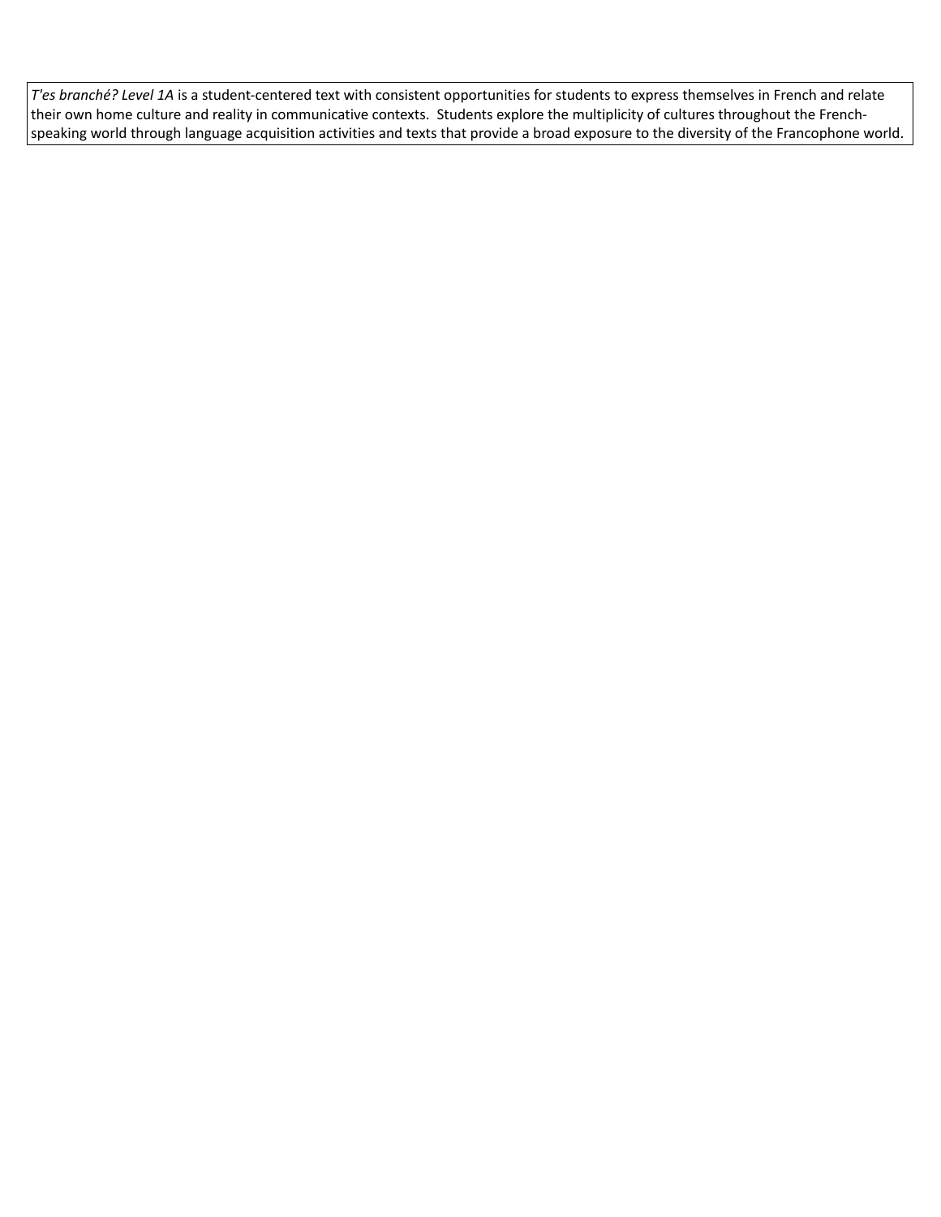*T'es branché? Level 1A* is a student-centered text with consistent opportunities for students to express themselves in French and relate their own home culture and reality in communicative contexts. Students explore the multiplicity of cultures throughout the French-speaking world through language acquisition activities and texts that provide a broad exposure to the diversity of the Francophone world.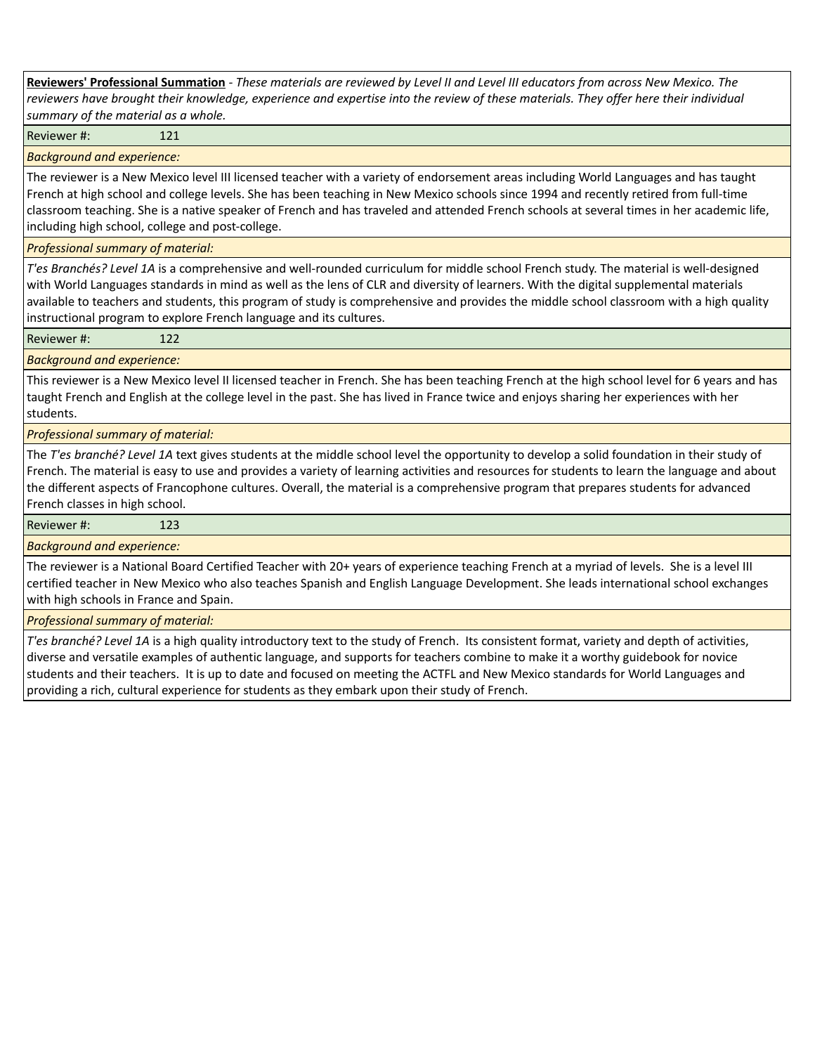**Reviewers' Professional Summation** - *These materials are reviewed by Level II and Level III educators from across New Mexico. The reviewers have brought their knowledge, experience and expertise into the review of these materials. They offer here their individual summary of the material as a whole.*

Reviewer #: 121

*Background and experience:*

The reviewer is a New Mexico level III licensed teacher with a variety of endorsement areas including World Languages and has taught French at high school and college levels. She has been teaching in New Mexico schools since 1994 and recently retired from full-time classroom teaching. She is a native speaker of French and has traveled and attended French schools at several times in her academic life, including high school, college and post-college.

*Professional summary of material:*

*T'es Branchés? Level 1A* is a comprehensive and well-rounded curriculum for middle school French study. The material is well-designed with World Languages standards in mind as well as the lens of CLR and diversity of learners. With the digital supplemental materials available to teachers and students, this program of study is comprehensive and provides the middle school classroom with a high quality instructional program to explore French language and its cultures.

Reviewer #: 122

*Background and experience:*

This reviewer is a New Mexico level II licensed teacher in French. She has been teaching French at the high school level for 6 years and has taught French and English at the college level in the past. She has lived in France twice and enjoys sharing her experiences with her students.

*Professional summary of material:*

The *T'es branché? Level 1A* text gives students at the middle school level the opportunity to develop a solid foundation in their study of French. The material is easy to use and provides a variety of learning activities and resources for students to learn the language and about the different aspects of Francophone cultures. Overall, the material is a comprehensive program that prepares students for advanced French classes in high school.

Reviewer #: 123

*Background and experience:*

The reviewer is a National Board Certified Teacher with 20+ years of experience teaching French at a myriad of levels. She is a level III certified teacher in New Mexico who also teaches Spanish and English Language Development. She leads international school exchanges with high schools in France and Spain.

*Professional summary of material:*

*T'es branché? Level 1A* is a high quality introductory text to the study of French. Its consistent format, variety and depth of activities, diverse and versatile examples of authentic language, and supports for teachers combine to make it a worthy guidebook for novice students and their teachers. It is up to date and focused on meeting the ACTFL and New Mexico standards for World Languages and providing a rich, cultural experience for students as they embark upon their study of French.